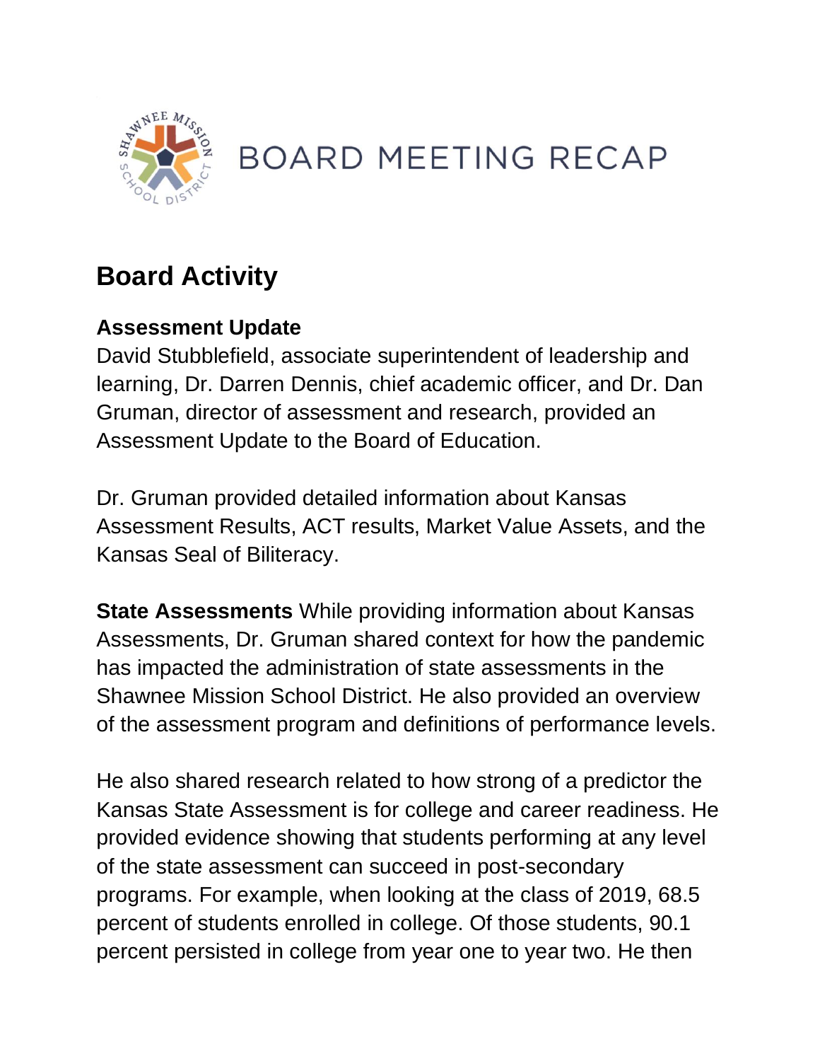# BOARD MEETING RECAP

## Board Activity

### Assessment Update

David Stubblefield, associate superintendent of leadership and learning, Dr. Darren Dennis, chief academic officer, and Dr. Dan Gruman, director of assessment and research, provided an Assessment Update to the Board of Education.

Dr. Gruman provided detailed information about Kansas Assessment Results, ACT results, Market Value Assets, and the Kansas Seal of Biliteracy.

**State Assessments** While providing information about Kansas Assessments, Dr. Gruman shared context for how the pandemic has impacted the administration of state assessments in the Shawnee Mission School District. He also provided an overview of the assessment program and definitions of performance levels.

He also shared research related to how strong of a predictor the Kansas State Assessment is for college and career readiness. He provided evidence showing that students performing at any level of the state assessment can succeed in post-secondary programs. For example, when looking at the class of 2019, 68.5 percent of students enrolled in college. Of those students, 90.1 percent persisted in college from year one to year two. He then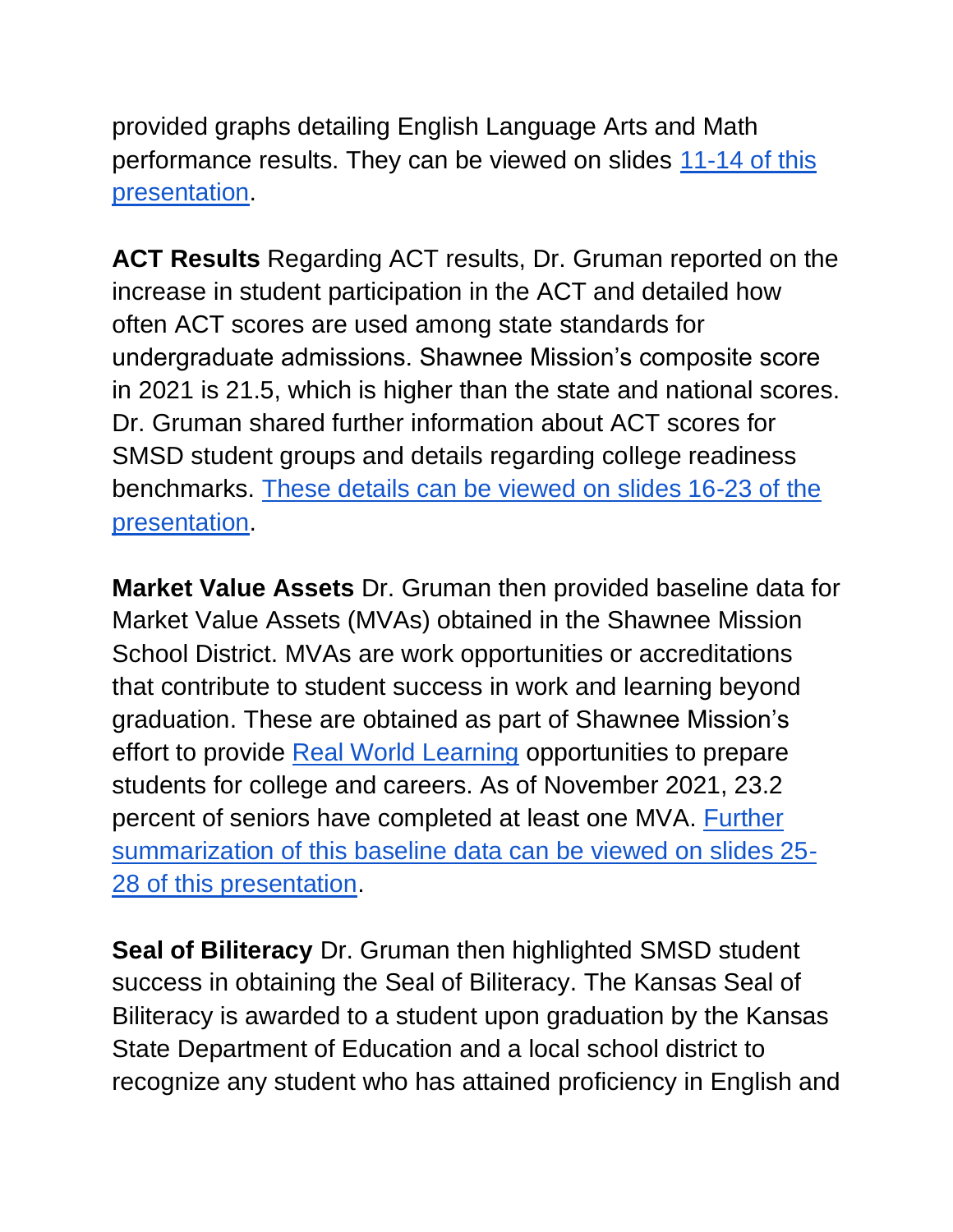provided graphs detailing English Language Arts and Math performance results. They can be viewed on slides [11-14 of this presentation](#).

**ACT Results** Regarding ACT results, Dr. Gruman reported on the increase in student participation in the ACT and detailed how often ACT scores are used among state standards for undergraduate admissions. Shawnee Mission's composite score in 2021 is 21.5, which is higher than the state and national scores. Dr. Gruman shared further information about ACT scores for SMSD student groups and details regarding college readiness benchmarks. [These details can be viewed on slides 16-23 of the presentation](#).

**Market Value Assets** Dr. Gruman then provided baseline data for Market Value Assets (MVAs) obtained in the Shawnee Mission School District. MVAs are work opportunities or accreditations that contribute to student success in work and learning beyond graduation. These are obtained as part of Shawnee Mission's effort to provide [Real World Learning](#) opportunities to prepare students for college and careers. As of November 2021, 23.2 percent of seniors have completed at least one MVA. [Further summarization of this baseline data can be viewed on slides 25-28 of this presentation](#).

**Seal of Biliteracy** Dr. Gruman then highlighted SMSD student success in obtaining the Seal of Biliteracy. The Kansas Seal of Biliteracy is awarded to a student upon graduation by the Kansas State Department of Education and a local school district to recognize any student who has attained proficiency in English and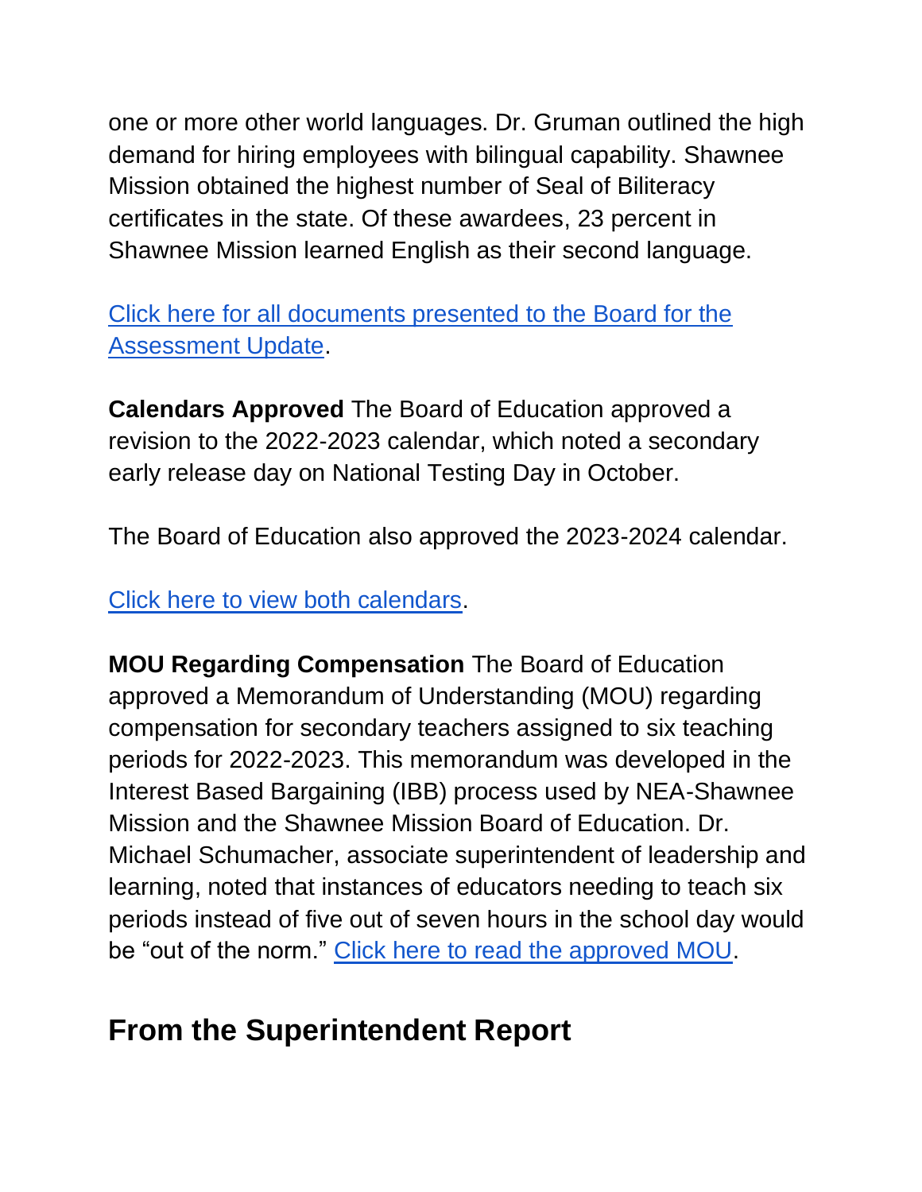one or more other world languages. Dr. Gruman outlined the high demand for hiring employees with bilingual capability. Shawnee Mission obtained the highest number of Seal of Biliteracy certificates in the state. Of these awardees, 23 percent in Shawnee Mission learned English as their second language.

[Click here for all documents presented to the Board for the Assessment Update](#).

**Calendars Approved** The Board of Education approved a revision to the 2022-2023 calendar, which noted a secondary early release day on National Testing Day in October.

The Board of Education also approved the 2023-2024 calendar.

[Click here to view both calendars](#).

**MOU Regarding Compensation** The Board of Education approved a Memorandum of Understanding (MOU) regarding compensation for secondary teachers assigned to six teaching periods for 2022-2023. This memorandum was developed in the Interest Based Bargaining (IBB) process used by NEA-Shawnee Mission and the Shawnee Mission Board of Education. Dr. Michael Schumacher, associate superintendent of leadership and learning, noted that instances of educators needing to teach six periods instead of five out of seven hours in the school day would be "out of the norm." [Click here to read the approved MOU](#).

## From the Superintendent Report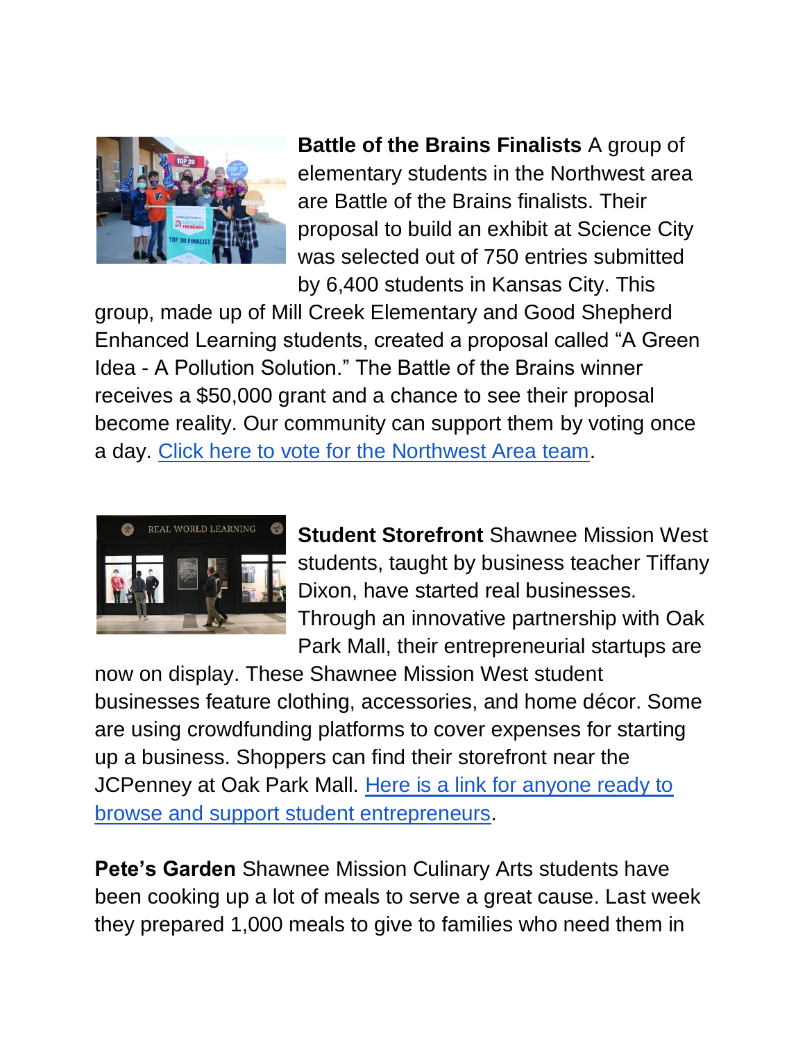**Battle of the Brains Finalists** A group of elementary students in the Northwest area are Battle of the Brains finalists. Their proposal to build an exhibit at Science City was selected out of 750 entries submitted by 6,400 students in Kansas City. This group, made up of Mill Creek Elementary and Good Shepherd Enhanced Learning students, created a proposal called “A Green Idea - A Pollution Solution.” The Battle of the Brains winner receives a $50,000 grant and a chance to see their proposal become reality. Our community can support them by voting once a day. Click here to vote for the Northwest Area team.

**Student Storefront** Shawnee Mission West students, taught by business teacher Tiffany Dixon, have started real businesses. Through an innovative partnership with Oak Park Mall, their entrepreneurial startups are now on display. These Shawnee Mission West student businesses feature clothing, accessories, and home décor. Some are using crowdfunding platforms to cover expenses for starting up a business. Shoppers can find their storefront near the JCPenney at Oak Park Mall. Here is a link for anyone ready to browse and support student entrepreneurs.

**Pete’s Garden** Shawnee Mission Culinary Arts students have been cooking up a lot of meals to serve a great cause. Last week they prepared 1,000 meals to give to families who need them in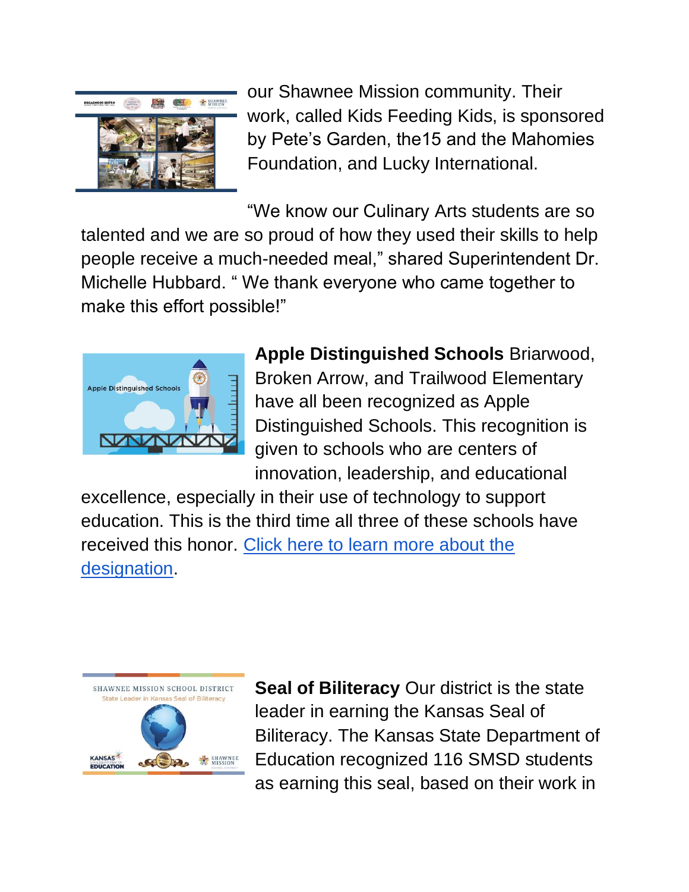our Shawnee Mission community. Their work, called Kids Feeding Kids, is sponsored by Pete's Garden, the15 and the Mahomies Foundation, and Lucky International.

"We know our Culinary Arts students are so talented and we are so proud of how they used their skills to help people receive a much-needed meal," shared Superintendent Dr. Michelle Hubbard. " We thank everyone who came together to make this effort possible!"

**Apple Distinguished Schools** Briarwood, Broken Arrow, and Trailwood Elementary have all been recognized as Apple Distinguished Schools. This recognition is given to schools who are centers of innovation, leadership, and educational excellence, especially in their use of technology to support education. This is the third time all three of these schools have received this honor. [Click here to learn more about the designation](#).

**Seal of Biliteracy** Our district is the state leader in earning the Kansas Seal of Biliteracy. The Kansas State Department of Education recognized 116 SMSD students as earning this seal, based on their work in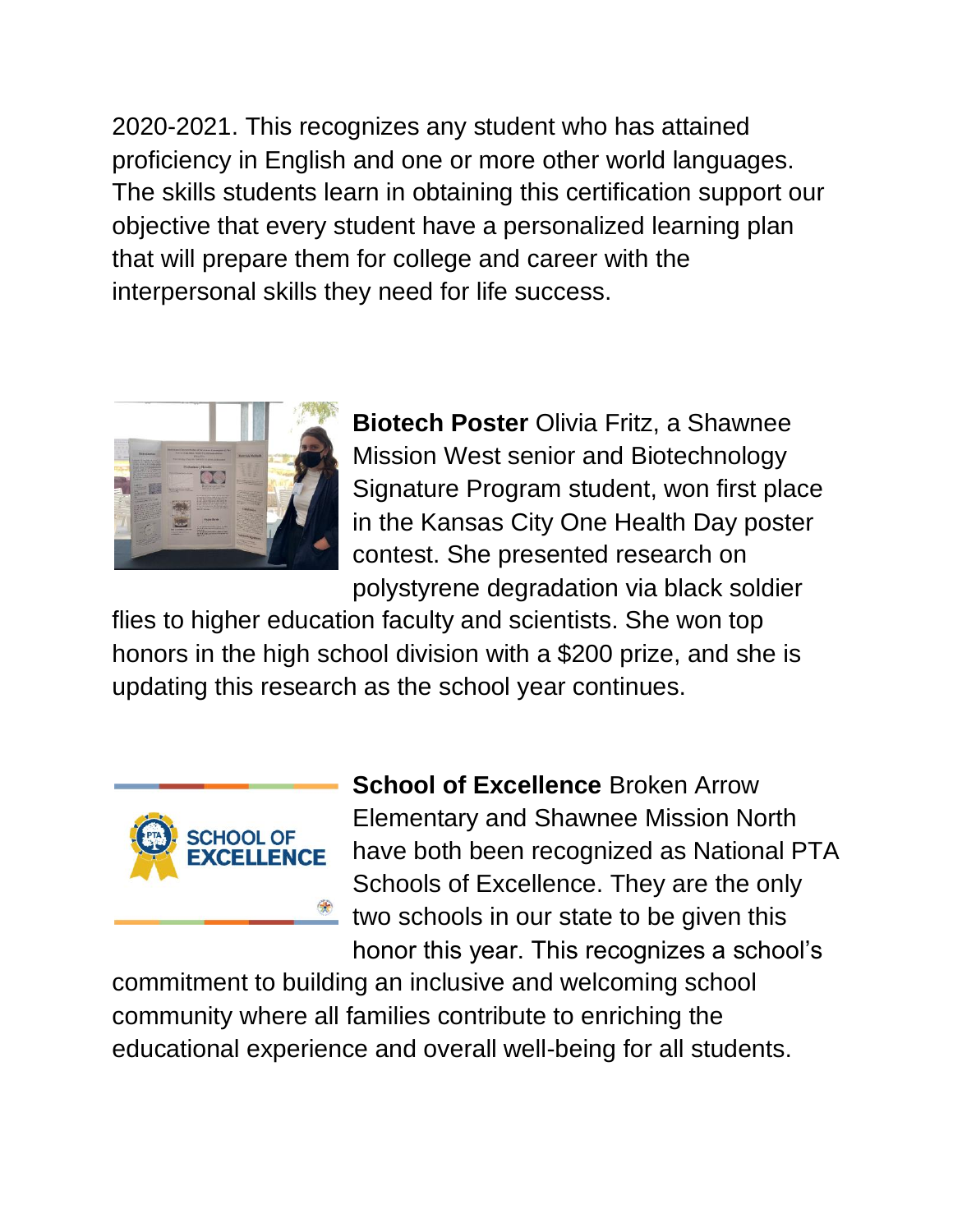2020-2021. This recognizes any student who has attained proficiency in English and one or more other world languages. The skills students learn in obtaining this certification support our objective that every student have a personalized learning plan that will prepare them for college and career with the interpersonal skills they need for life success.

**Biotech Poster** Olivia Fritz, a Shawnee Mission West senior and Biotechnology Signature Program student, won first place in the Kansas City One Health Day poster contest. She presented research on polystyrene degradation via black soldier flies to higher education faculty and scientists. She won top honors in the high school division with a $200 prize, and she is updating this research as the school year continues.

**School of Excellence** Broken Arrow Elementary and Shawnee Mission North have both been recognized as National PTA Schools of Excellence. They are the only two schools in our state to be given this honor this year. This recognizes a school's commitment to building an inclusive and welcoming school community where all families contribute to enriching the educational experience and overall well-being for all students.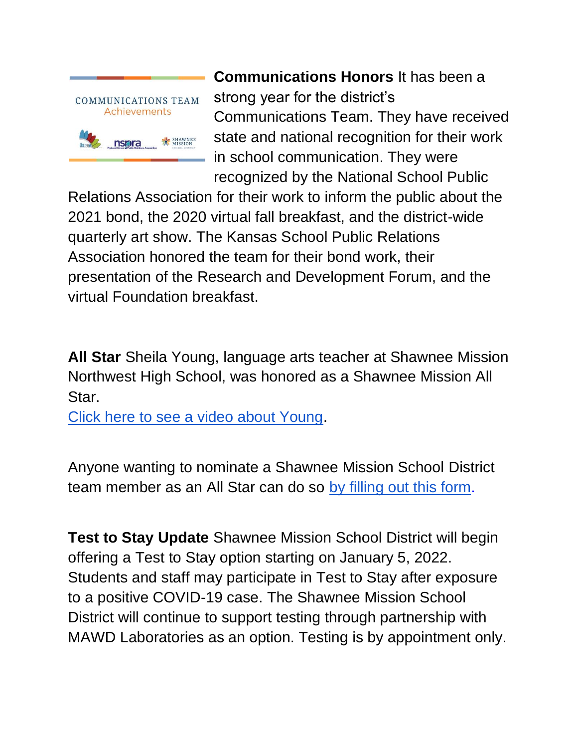**Communications Honors** It has been a strong year for the district's Communications Team. They have received state and national recognition for their work in school communication. They were recognized by the National School Public Relations Association for their work to inform the public about the 2021 bond, the 2020 virtual fall breakfast, and the district-wide quarterly art show. The Kansas School Public Relations Association honored the team for their bond work, their presentation of the Research and Development Forum, and the virtual Foundation breakfast.

**All Star** Sheila Young, language arts teacher at Shawnee Mission Northwest High School, was honored as a Shawnee Mission All Star.
Click here to see a video about Young.

Anyone wanting to nominate a Shawnee Mission School District team member as an All Star can do so by filling out this form.

**Test to Stay Update** Shawnee Mission School District will begin offering a Test to Stay option starting on January 5, 2022. Students and staff may participate in Test to Stay after exposure to a positive COVID-19 case. The Shawnee Mission School District will continue to support testing through partnership with MAWD Laboratories as an option. Testing is by appointment only.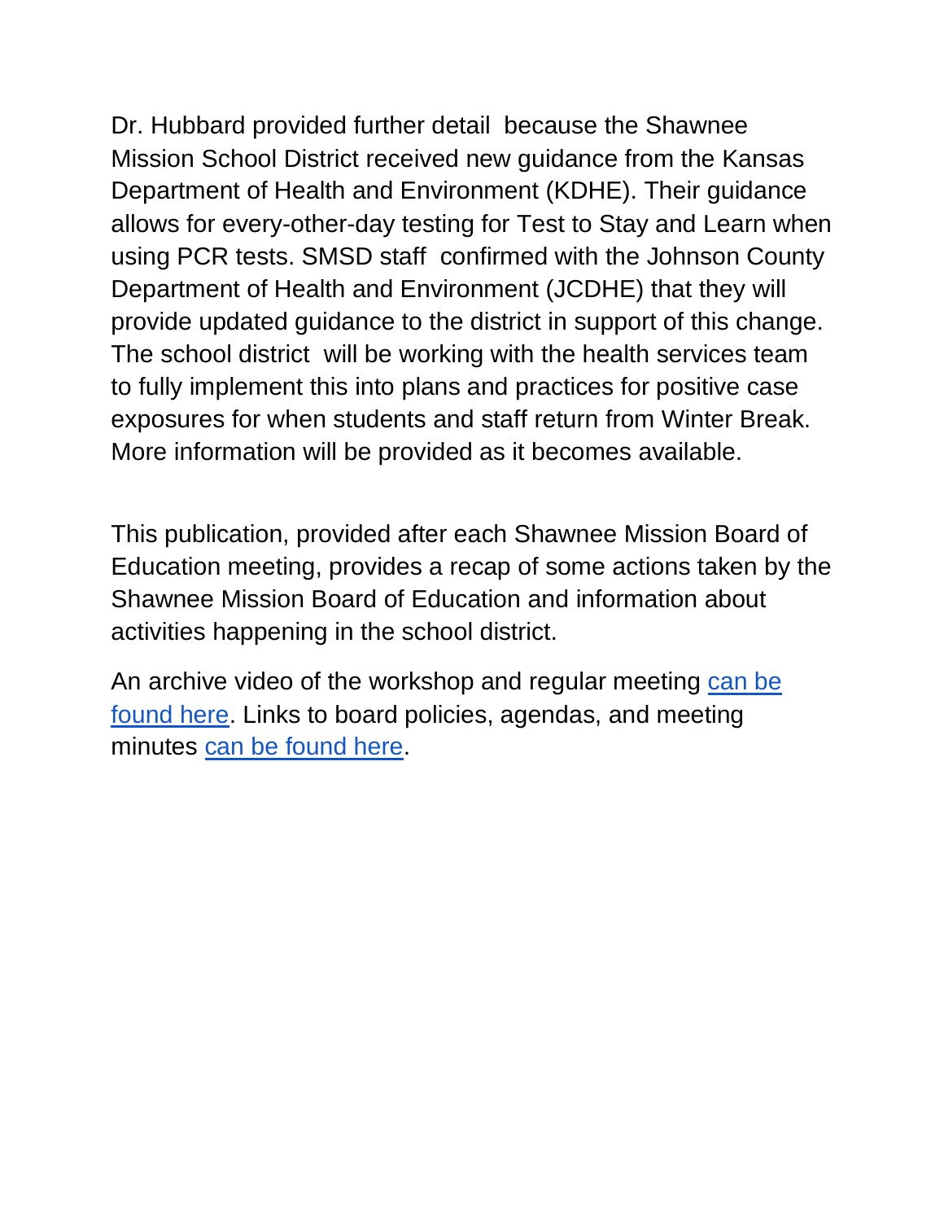Dr. Hubbard provided further detail because the Shawnee Mission School District received new guidance from the Kansas Department of Health and Environment (KDHE). Their guidance allows for every-other-day testing for Test to Stay and Learn when using PCR tests. SMSD staff confirmed with the Johnson County Department of Health and Environment (JCDHE) that they will provide updated guidance to the district in support of this change. The school district will be working with the health services team to fully implement this into plans and practices for positive case exposures for when students and staff return from Winter Break. More information will be provided as it becomes available.

This publication, provided after each Shawnee Mission Board of Education meeting, provides a recap of some actions taken by the Shawnee Mission Board of Education and information about activities happening in the school district.

An archive video of the workshop and regular meeting can be found here. Links to board policies, agendas, and meeting minutes can be found here.